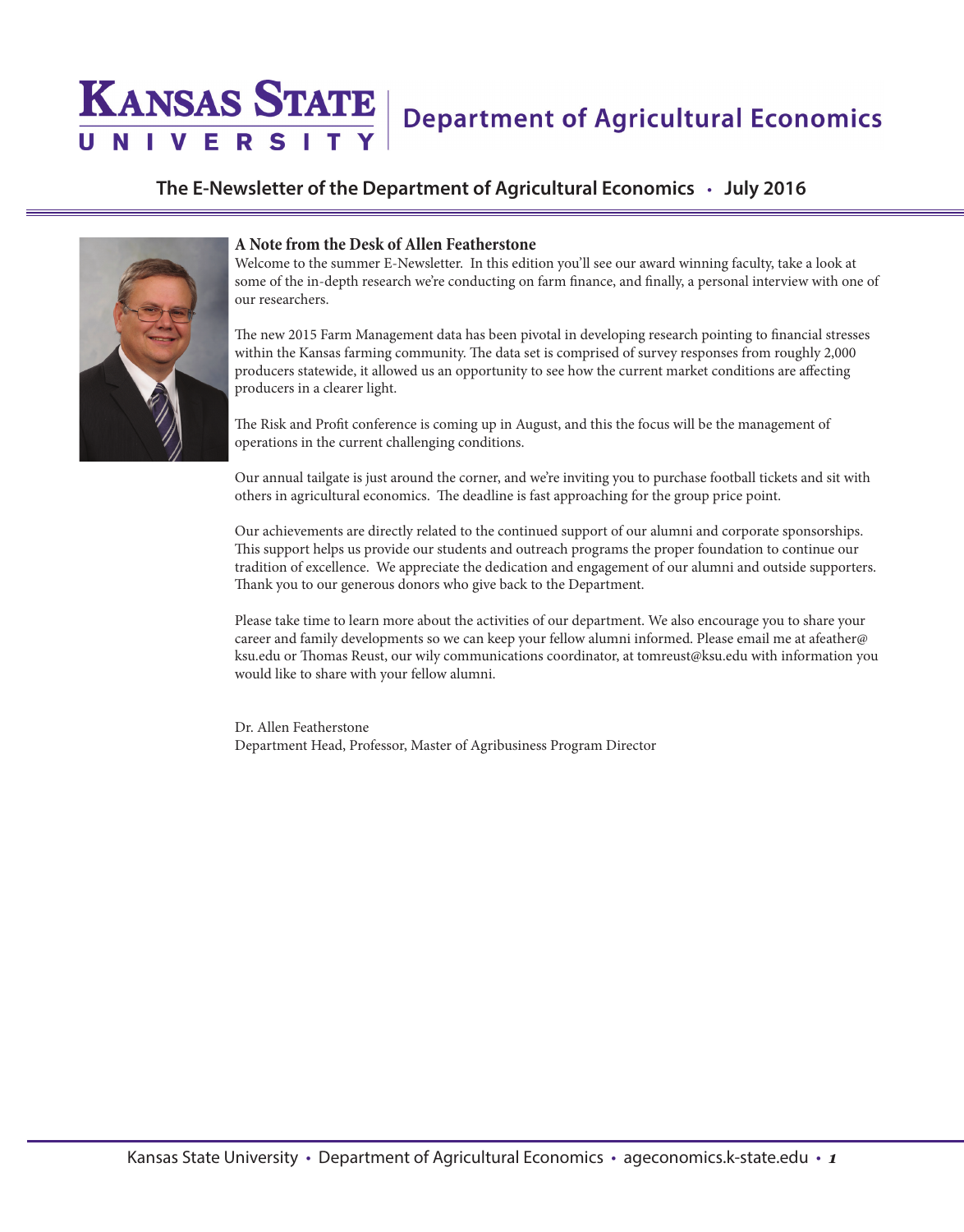# Kansas State University — Department of Agricultural Economics

## The E-Newsletter of the Department of Agricultural Economics • July 2016

### A Note from the Desk of Allen Featherstone

Welcome to the summer E-Newsletter. In this edition you'll see our award winning faculty, take a look at some of the in-depth research we're conducting on farm finance, and finally, a personal interview with one of our researchers.

The new 2015 Farm Management data has been pivotal in developing research pointing to financial stresses within the Kansas farming community. The data set is comprised of survey responses from roughly 2,000 producers statewide, it allowed us an opportunity to see how the current market conditions are affecting producers in a clearer light.

The Risk and Profit conference is coming up in August, and this the focus will be the management of operations in the current challenging conditions.

Our annual tailgate is just around the corner, and we're inviting you to purchase football tickets and sit with others in agricultural economics. The deadline is fast approaching for the group price point.

Our achievements are directly related to the continued support of our alumni and corporate sponsorships. This support helps us provide our students and outreach programs the proper foundation to continue our tradition of excellence. We appreciate the dedication and engagement of our alumni and outside supporters. Thank you to our generous donors who give back to the Department.

Please take time to learn more about the activities of our department. We also encourage you to share your career and family developments so we can keep your fellow alumni informed. Please email me at afeather@ksu.edu or Thomas Reust, our wily communications coordinator, at tomreust@ksu.edu with information you would like to share with your fellow alumni.

Dr. Allen Featherstone
Department Head, Professor, Master of Agribusiness Program Director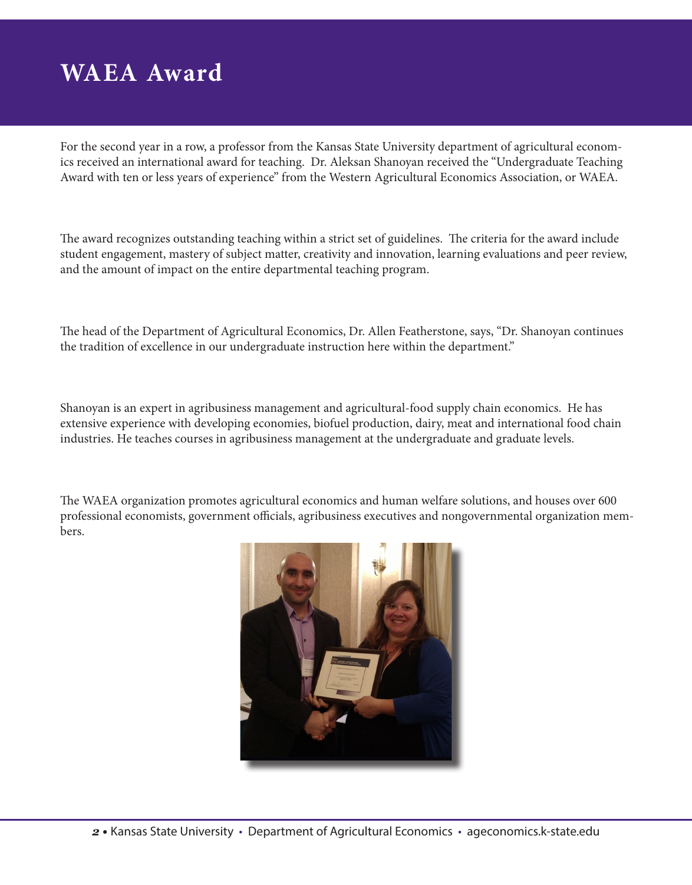# WAEA Award

For the second year in a row, a professor from the Kansas State University department of agricultural economics received an international award for teaching. Dr. Aleksan Shanoyan received the "Undergraduate Teaching Award with ten or less years of experience" from the Western Agricultural Economics Association, or WAEA.

The award recognizes outstanding teaching within a strict set of guidelines. The criteria for the award include student engagement, mastery of subject matter, creativity and innovation, learning evaluations and peer review, and the amount of impact on the entire departmental teaching program.

The head of the Department of Agricultural Economics, Dr. Allen Featherstone, says, "Dr. Shanoyan continues the tradition of excellence in our undergraduate instruction here within the department."

Shanoyan is an expert in agribusiness management and agricultural-food supply chain economics. He has extensive experience with developing economies, biofuel production, dairy, meat and international food chain industries. He teaches courses in agribusiness management at the undergraduate and graduate levels.

The WAEA organization promotes agricultural economics and human welfare solutions, and houses over 600 professional economists, government officials, agribusiness executives and nongovernmental organization members.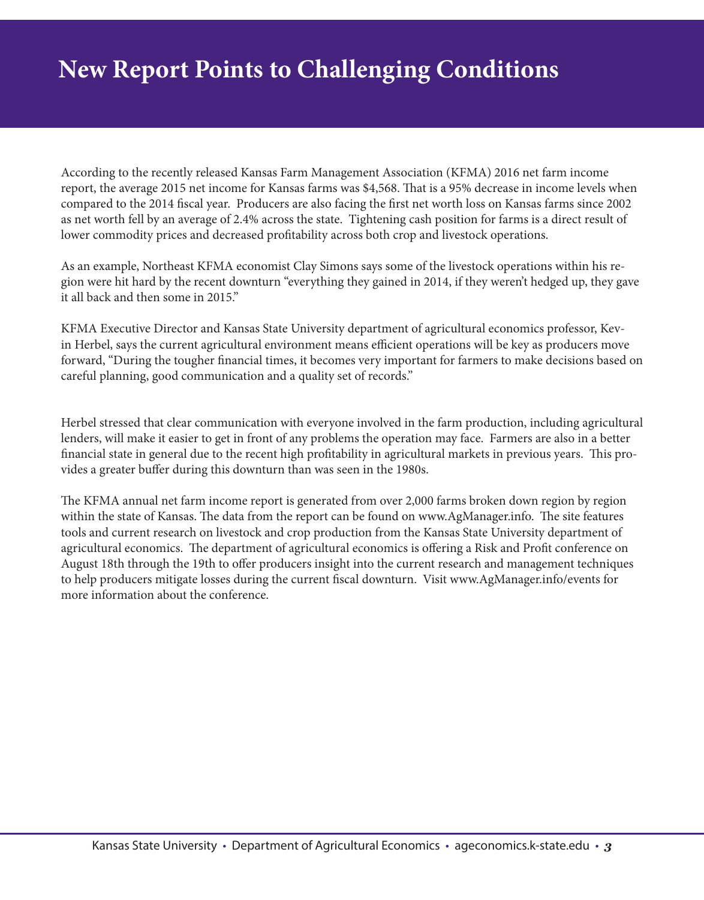# New Report Points to Challenging Conditions

According to the recently released Kansas Farm Management Association (KFMA) 2016 net farm income report, the average 2015 net income for Kansas farms was $4,568. That is a 95% decrease in income levels when compared to the 2014 fiscal year. Producers are also facing the first net worth loss on Kansas farms since 2002 as net worth fell by an average of 2.4% across the state. Tightening cash position for farms is a direct result of lower commodity prices and decreased profitability across both crop and livestock operations.

As an example, Northeast KFMA economist Clay Simons says some of the livestock operations within his region were hit hard by the recent downturn "everything they gained in 2014, if they weren't hedged up, they gave it all back and then some in 2015."

KFMA Executive Director and Kansas State University department of agricultural economics professor, Kevin Herbel, says the current agricultural environment means efficient operations will be key as producers move forward, "During the tougher financial times, it becomes very important for farmers to make decisions based on careful planning, good communication and a quality set of records."

Herbel stressed that clear communication with everyone involved in the farm production, including agricultural lenders, will make it easier to get in front of any problems the operation may face. Farmers are also in a better financial state in general due to the recent high profitability in agricultural markets in previous years. This provides a greater buffer during this downturn than was seen in the 1980s.

The KFMA annual net farm income report is generated from over 2,000 farms broken down region by region within the state of Kansas. The data from the report can be found on www.AgManager.info. The site features tools and current research on livestock and crop production from the Kansas State University department of agricultural economics. The department of agricultural economics is offering a Risk and Profit conference on August 18th through the 19th to offer producers insight into the current research and management techniques to help producers mitigate losses during the current fiscal downturn. Visit www.AgManager.info/events for more information about the conference.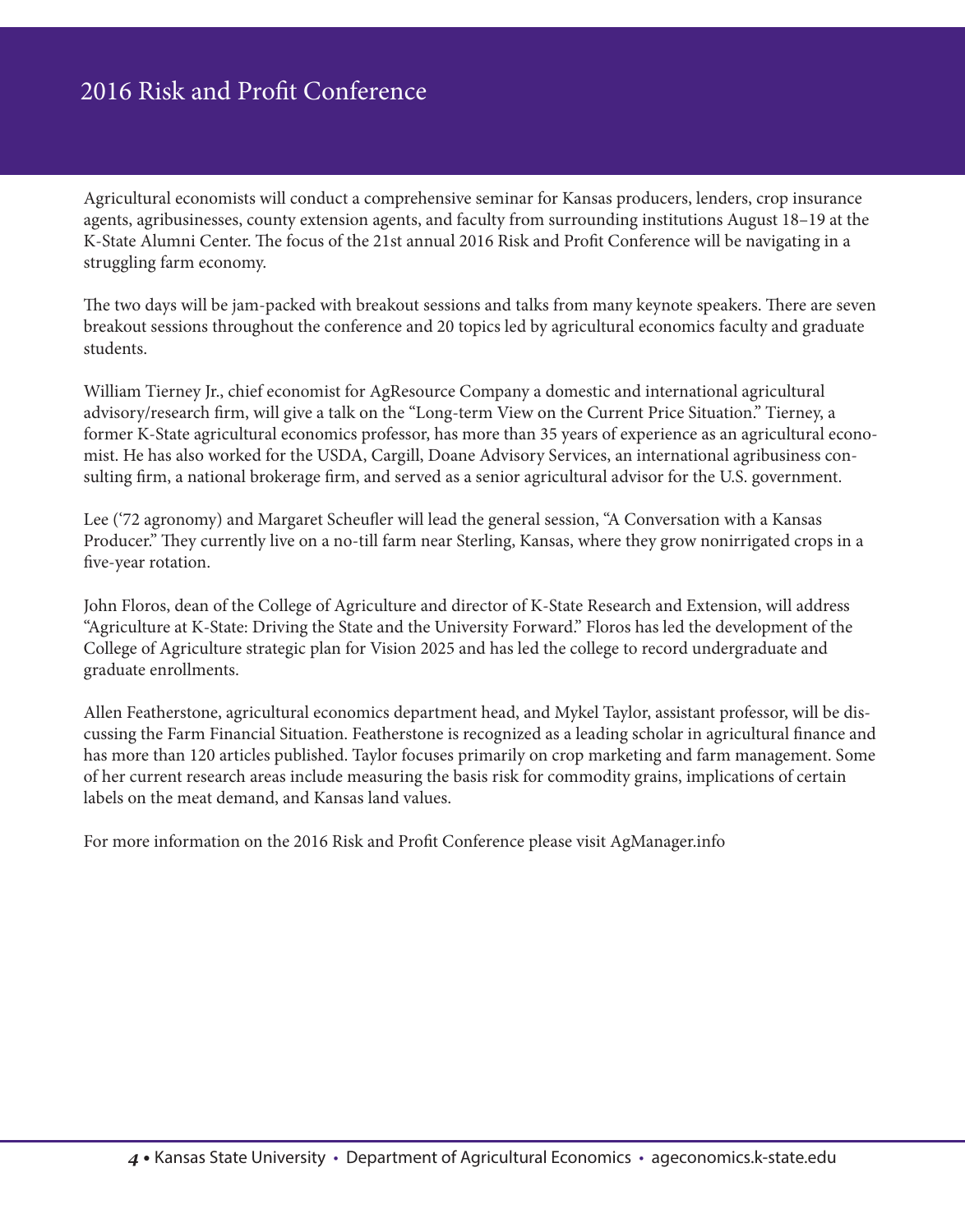# 2016 Risk and Profit Conference

Agricultural economists will conduct a comprehensive seminar for Kansas producers, lenders, crop insurance agents, agribusinesses, county extension agents, and faculty from surrounding institutions August 18–19 at the K-State Alumni Center. The focus of the 21st annual 2016 Risk and Profit Conference will be navigating in a struggling farm economy.

The two days will be jam-packed with breakout sessions and talks from many keynote speakers. There are seven breakout sessions throughout the conference and 20 topics led by agricultural economics faculty and graduate students.

William Tierney Jr., chief economist for AgResource Company a domestic and international agricultural advisory/research firm, will give a talk on the "Long-term View on the Current Price Situation." Tierney, a former K-State agricultural economics professor, has more than 35 years of experience as an agricultural economist. He has also worked for the USDA, Cargill, Doane Advisory Services, an international agribusiness consulting firm, a national brokerage firm, and served as a senior agricultural advisor for the U.S. government.

Lee ('72 agronomy) and Margaret Scheufler will lead the general session, "A Conversation with a Kansas Producer." They currently live on a no-till farm near Sterling, Kansas, where they grow nonirrigated crops in a five-year rotation.

John Floros, dean of the College of Agriculture and director of K-State Research and Extension, will address "Agriculture at K-State: Driving the State and the University Forward." Floros has led the development of the College of Agriculture strategic plan for Vision 2025 and has led the college to record undergraduate and graduate enrollments.

Allen Featherstone, agricultural economics department head, and Mykel Taylor, assistant professor, will be discussing the Farm Financial Situation. Featherstone is recognized as a leading scholar in agricultural finance and has more than 120 articles published. Taylor focuses primarily on crop marketing and farm management. Some of her current research areas include measuring the basis risk for commodity grains, implications of certain labels on the meat demand, and Kansas land values.

For more information on the 2016 Risk and Profit Conference please visit AgManager.info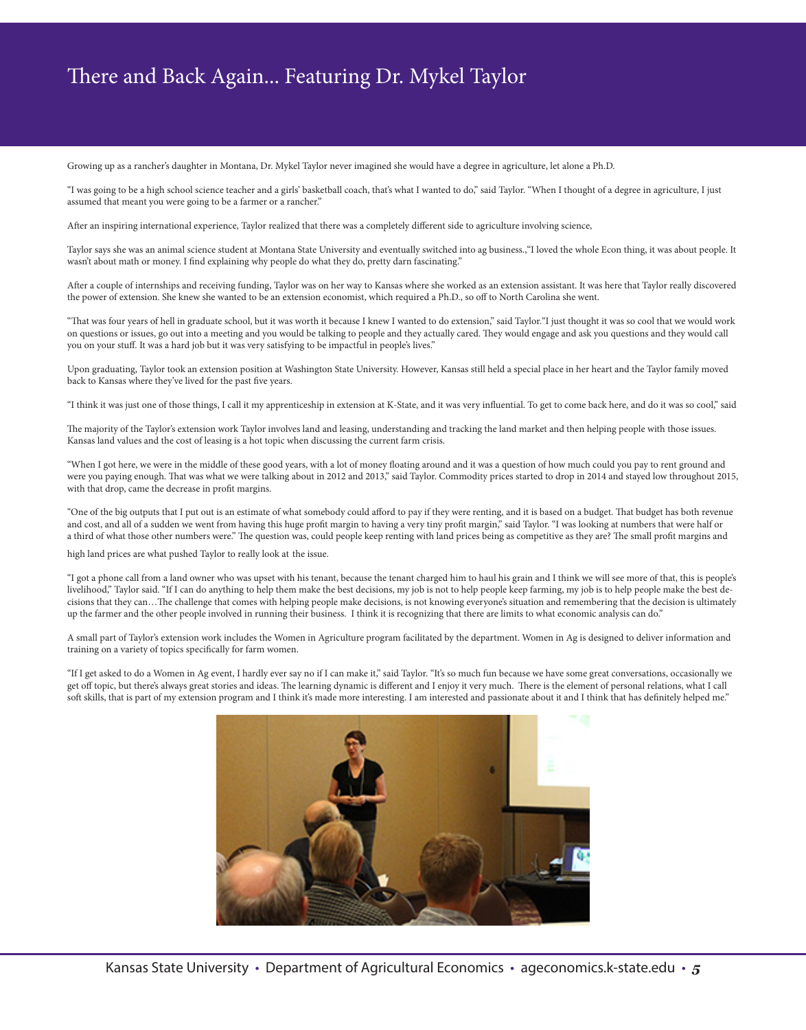# There and Back Again... Featuring Dr. Mykel Taylor

Growing up as a rancher's daughter in Montana, Dr. Mykel Taylor never imagined she would have a degree in agriculture, let alone a Ph.D.

"I was going to be a high school science teacher and a girls' basketball coach, that's what I wanted to do," said Taylor. "When I thought of a degree in agriculture, I just assumed that meant you were going to be a farmer or a rancher."

After an inspiring international experience, Taylor realized that there was a completely different side to agriculture involving science,

Taylor says she was an animal science student at Montana State University and eventually switched into ag business.,"I loved the whole Econ thing, it was about people. It wasn't about math or money. I find explaining why people do what they do, pretty darn fascinating."

After a couple of internships and receiving funding, Taylor was on her way to Kansas where she worked as an extension assistant. It was here that Taylor really discovered the power of extension. She knew she wanted to be an extension economist, which required a Ph.D., so off to North Carolina she went.

"That was four years of hell in graduate school, but it was worth it because I knew I wanted to do extension," said Taylor."I just thought it was so cool that we would work on questions or issues, go out into a meeting and you would be talking to people and they actually cared. They would engage and ask you questions and they would call you on your stuff. It was a hard job but it was very satisfying to be impactful in people's lives."

Upon graduating, Taylor took an extension position at Washington State University. However, Kansas still held a special place in her heart and the Taylor family moved back to Kansas where they've lived for the past five years.

"I think it was just one of those things, I call it my apprenticeship in extension at K-State, and it was very influential. To get to come back here, and do it was so cool," said

The majority of the Taylor's extension work Taylor involves land and leasing, understanding and tracking the land market and then helping people with those issues. Kansas land values and the cost of leasing is a hot topic when discussing the current farm crisis.

"When I got here, we were in the middle of these good years, with a lot of money floating around and it was a question of how much could you pay to rent ground and were you paying enough. That was what we were talking about in 2012 and 2013," said Taylor. Commodity prices started to drop in 2014 and stayed low throughout 2015, with that drop, came the decrease in profit margins.

"One of the big outputs that I put out is an estimate of what somebody could afford to pay if they were renting, and it is based on a budget. That budget has both revenue and cost, and all of a sudden we went from having this huge profit margin to having a very tiny profit margin," said Taylor. "I was looking at numbers that were half or a third of what those other numbers were." The question was, could people keep renting with land prices being as competitive as they are? The small profit margins and high land prices are what pushed Taylor to really look at the issue.

"I got a phone call from a land owner who was upset with his tenant, because the tenant charged him to haul his grain and I think we will see more of that, this is people's livelihood," Taylor said. "If I can do anything to help them make the best decisions, my job is not to help people keep farming, my job is to help people make the best decisions that they can…The challenge that comes with helping people make decisions, is not knowing everyone's situation and remembering that the decision is ultimately up the farmer and the other people involved in running their business. I think it is recognizing that there are limits to what economic analysis can do."

A small part of Taylor's extension work includes the Women in Agriculture program facilitated by the department. Women in Ag is designed to deliver information and training on a variety of topics specifically for farm women.

"If I get asked to do a Women in Ag event, I hardly ever say no if I can make it," said Taylor. "It's so much fun because we have some great conversations, occasionally we get off topic, but there's always great stories and ideas. The learning dynamic is different and I enjoy it very much. There is the element of personal relations, what I call soft skills, that is part of my extension program and I think it's made more interesting. I am interested and passionate about it and I think that has definitely helped me."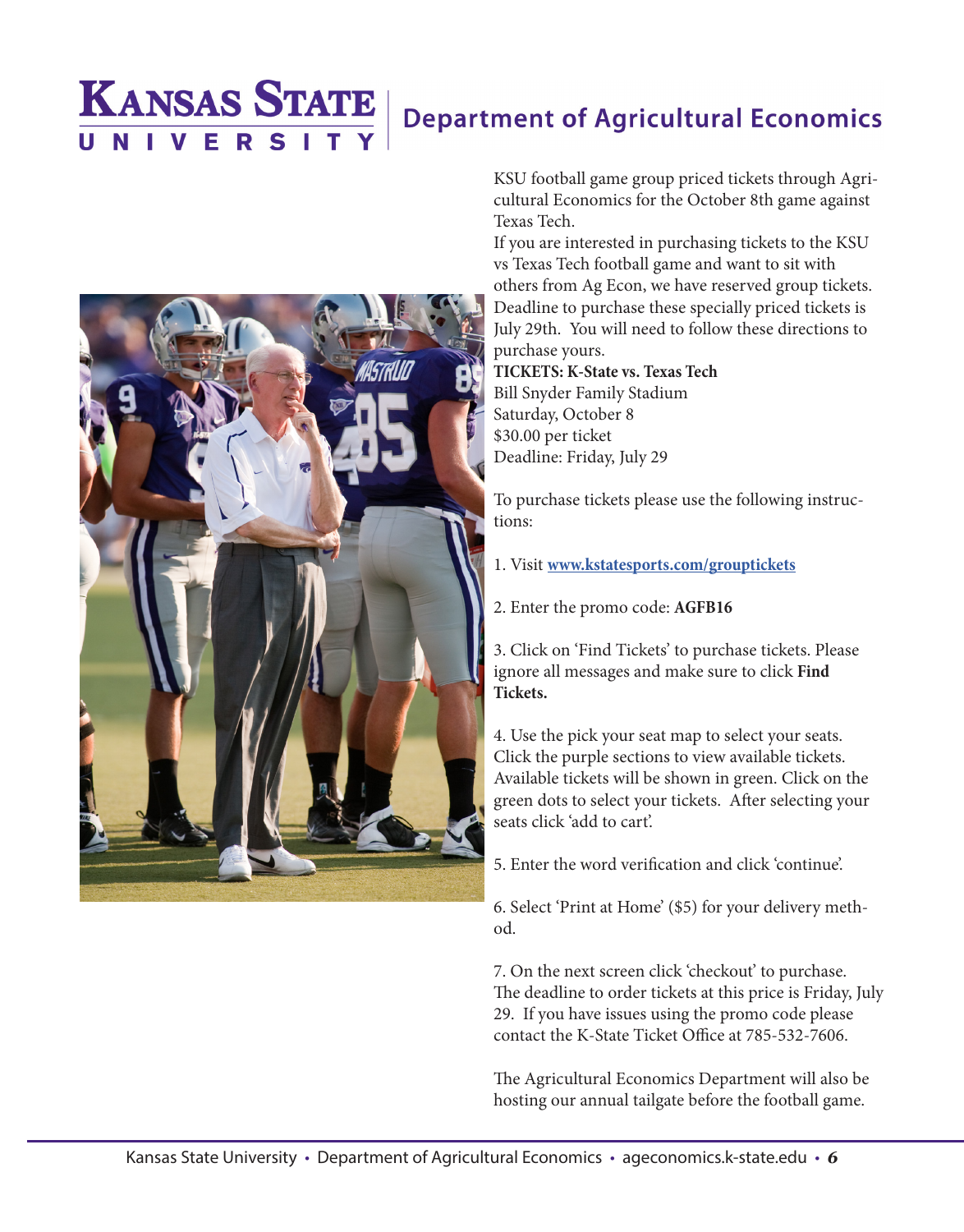# Kansas State University — Department of Agricultural Economics

KSU football game group priced tickets through Agricultural Economics for the October 8th game against Texas Tech.

If you are interested in purchasing tickets to the KSU vs Texas Tech football game and want to sit with others from Ag Econ, we have reserved group tickets. Deadline to purchase these specially priced tickets is July 29th. You will need to follow these directions to purchase yours.

**TICKETS: K-State vs. Texas Tech**
Bill Snyder Family Stadium
Saturday, October 8
$30.00 per ticket
Deadline: Friday, July 29

To purchase tickets please use the following instructions:

1. Visit **www.kstatesports.com/grouptickets**

2. Enter the promo code: **AGFB16**

3. Click on 'Find Tickets' to purchase tickets. Please ignore all messages and make sure to click **Find Tickets.**

4. Use the pick your seat map to select your seats. Click the purple sections to view available tickets. Available tickets will be shown in green. Click on the green dots to select your tickets. After selecting your seats click 'add to cart'.

5. Enter the word verification and click 'continue'.

6. Select 'Print at Home' ($5) for your delivery method.

7. On the next screen click 'checkout' to purchase. The deadline to order tickets at this price is Friday, July 29. If you have issues using the promo code please contact the K-State Ticket Office at 785-532-7606.

The Agricultural Economics Department will also be hosting our annual tailgate before the football game.